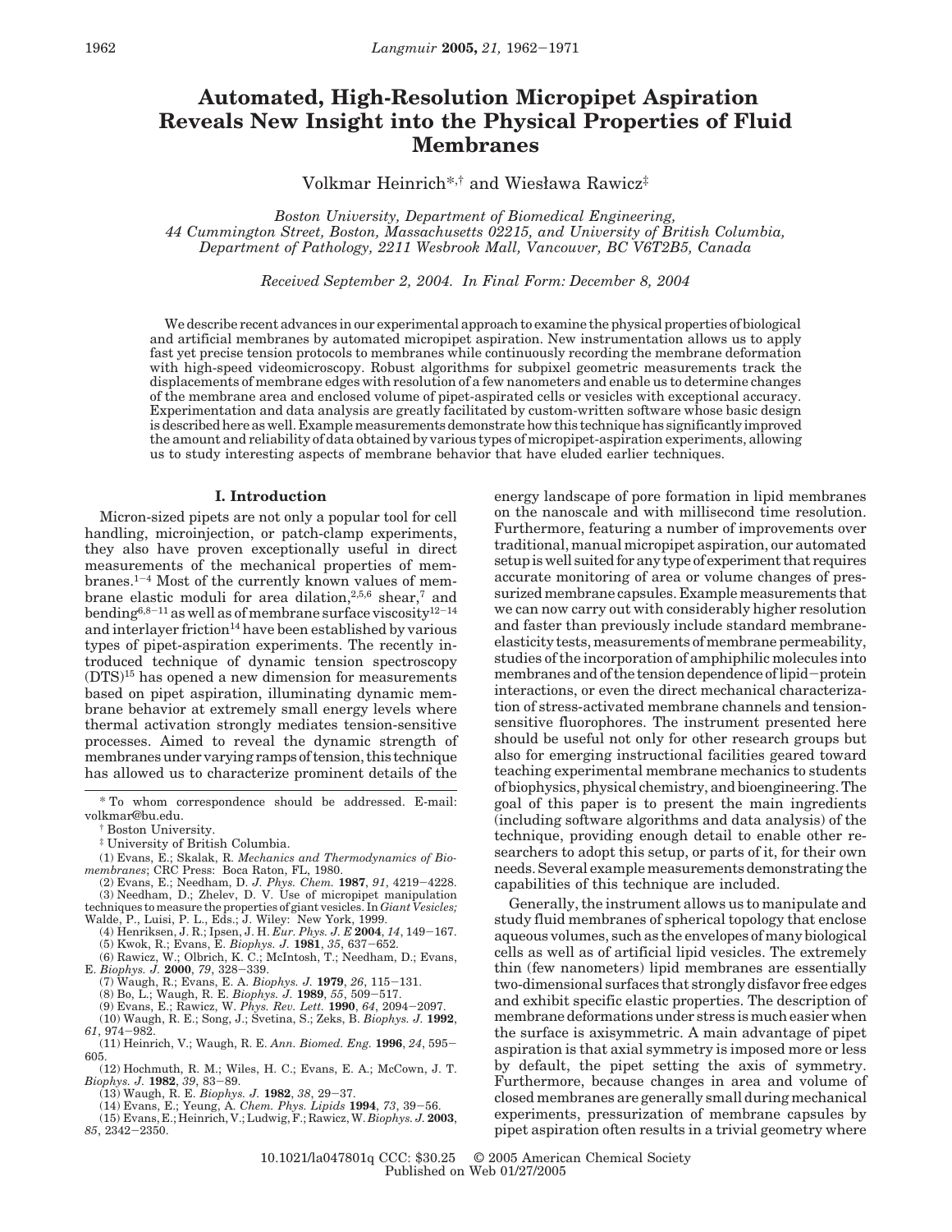# Automated, High-Resolution Micropipet Aspiration Reveals New Insight into the Physical Properties of Fluid Membranes

Volkmar Heinrich*,† and Wiesława Rawicz‡

*Boston University, Department of Biomedical Engineering, 44 Cummington Street, Boston, Massachusetts 02215, and University of British Columbia, Department of Pathology, 2211 Wesbrook Mall, Vancouver, BC V6T2B5, Canada*

*Received September 2, 2004. In Final Form: December 8, 2004*

We describe recent advances in our experimental approach to examine the physical properties of biological and artificial membranes by automated micropipet aspiration. New instrumentation allows us to apply fast yet precise tension protocols to membranes while continuously recording the membrane deformation with high-speed videomicroscopy. Robust algorithms for subpixel geometric measurements track the displacements of membrane edges with resolution of a few nanometers and enable us to determine changes of the membrane area and enclosed volume of pipet-aspirated cells or vesicles with exceptional accuracy. Experimentation and data analysis are greatly facilitated by custom-written software whose basic design is described here as well. Example measurements demonstrate how this technique has significantly improved the amount and reliability of data obtained by various types of micropipet-aspiration experiments, allowing us to study interesting aspects of membrane behavior that have eluded earlier techniques.

## I. Introduction

Micron-sized pipets are not only a popular tool for cell handling, microinjection, or patch-clamp experiments, they also have proven exceptionally useful in direct measurements of the mechanical properties of membranes.[1-4] Most of the currently known values of membrane elastic moduli for area dilation,[2,5,6] shear,[7] and bending[6,8-11] as well as of membrane surface viscosity[12-14] and interlayer friction[14] have been established by various types of pipet-aspiration experiments. The recently introduced technique of dynamic tension spectroscopy (DTS)[15] has opened a new dimension for measurements based on pipet aspiration, illuminating dynamic membrane behavior at extremely small energy levels where thermal activation strongly mediates tension-sensitive processes. Aimed to reveal the dynamic strength of membranes under varying ramps of tension, this technique has allowed us to characterize prominent details of the energy landscape of pore formation in lipid membranes on the nanoscale and with millisecond time resolution. Furthermore, featuring a number of improvements over traditional, manual micropipet aspiration, our automated setup is well suited for any type of experiment that requires accurate monitoring of area or volume changes of pressurized membrane capsules. Example measurements that we can now carry out with considerably higher resolution and faster than previously include standard membrane-elasticity tests, measurements of membrane permeability, studies of the incorporation of amphiphilic molecules into membranes and of the tension dependence of lipid–protein interactions, or even the direct mechanical characterization of stress-activated membrane channels and tension-sensitive fluorophores. The instrument presented here should be useful not only for other research groups but also for emerging instructional facilities geared toward teaching experimental membrane mechanics to students of biophysics, physical chemistry, and bioengineering. The goal of this paper is to present the main ingredients (including software algorithms and data analysis) of the technique, providing enough detail to enable other researchers to adopt this setup, or parts of it, for their own needs. Several example measurements demonstrating the capabilities of this technique are included.

Generally, the instrument allows us to manipulate and study fluid membranes of spherical topology that enclose aqueous volumes, such as the envelopes of many biological cells as well as of artificial lipid vesicles. The extremely thin (few nanometers) lipid membranes are essentially two-dimensional surfaces that strongly disfavor free edges and exhibit specific elastic properties. The description of membrane deformations under stress is much easier when the surface is axisymmetric. A main advantage of pipet aspiration is that axial symmetry is imposed more or less by default, the pipet setting the axis of symmetry. Furthermore, because changes in area and volume of closed membranes are generally small during mechanical experiments, pressurization of membrane capsules by pipet aspiration often results in a trivial geometry where

\* To whom correspondence should be addressed. E-mail: volkmar@bu.edu.

† Boston University.

‡ University of British Columbia.

(1) Evans, E.; Skalak, R. *Mechanics and Thermodynamics of Biomembranes*; CRC Press: Boca Raton, FL, 1980.
(2) Evans, E.; Needham, D. *J. Phys. Chem.* **1987**, *91*, 4219–4228.
(3) Needham, D.; Zhelev, D. V. Use of micropipet manipulation techniques to measure the properties of giant vesicles. In *Giant Vesicles;* Walde, P., Luisi, P. L., Eds.; J. Wiley: New York, 1999.
(4) Henriksen, J. R.; Ipsen, J. H. *Eur. Phys. J. E* **2004**, *14*, 149–167.
(5) Kwok, R.; Evans, E. *Biophys. J.* **1981**, *35*, 637–652.
(6) Rawicz, W.; Olbrich, K. C.; McIntosh, T.; Needham, D.; Evans, E. *Biophys. J.* **2000**, *79*, 328–339.
(7) Waugh, R.; Evans, E. A. *Biophys. J.* **1979**, *26*, 115–131.
(8) Bo, L.; Waugh, R. E. *Biophys. J.* **1989**, *55*, 509–517.
(9) Evans, E.; Rawicz, W. *Phys. Rev. Lett.* **1990**, *64*, 2094–2097.
(10) Waugh, R. E.; Song, J.; Svetina, S.; Zeks, B. *Biophys. J.* **1992**, *61*, 974–982.
(11) Heinrich, V.; Waugh, R. E. *Ann. Biomed. Eng.* **1996**, *24*, 595–605.
(12) Hochmuth, R. M.; Wiles, H. C.; Evans, E. A.; McCown, J. T. *Biophys. J.* **1982**, *39*, 83–89.
(13) Waugh, R. E. *Biophys. J.* **1982**, *38*, 29–37.
(14) Evans, E.; Yeung, A. *Chem. Phys. Lipids* **1994**, *73*, 39–56.
(15) Evans, E.; Heinrich, V.; Ludwig, F.; Rawicz, W. *Biophys. J.* **2003**, *85*, 2342–2350.

10.1021/la047801q CCC: $30.25 © 2005 American Chemical Society
Published on Web 01/27/2005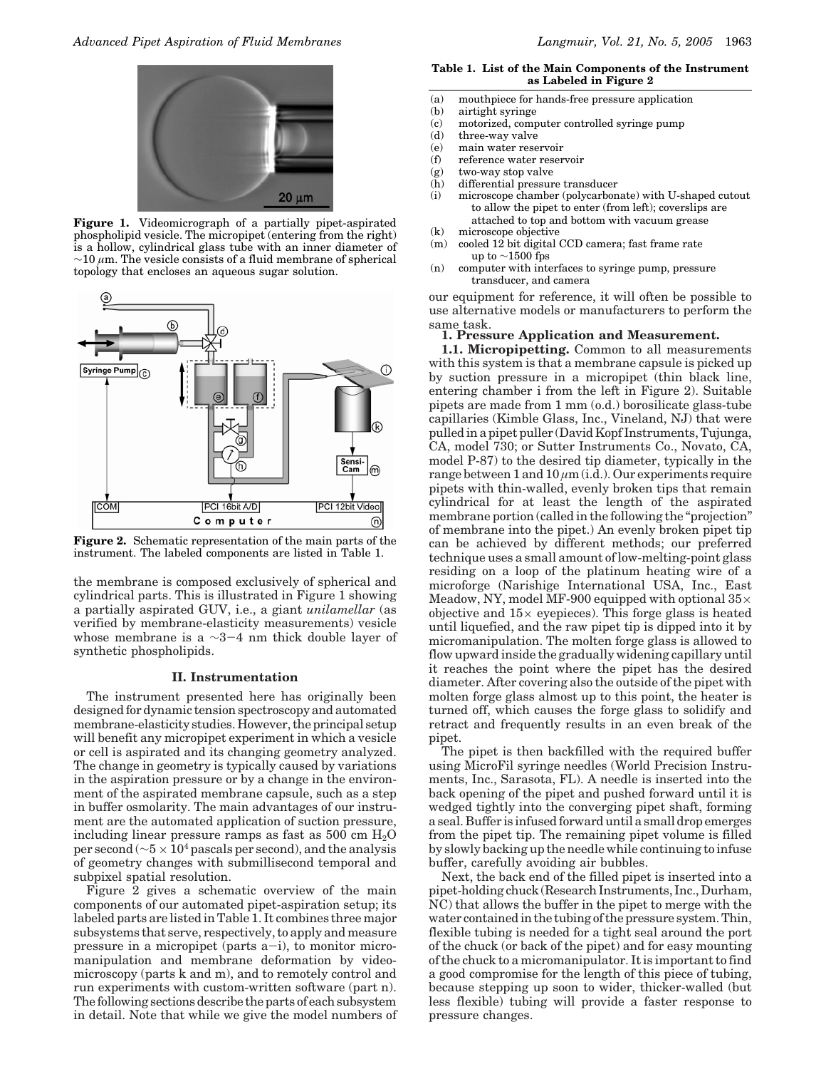Figure 1. Videomicrograph of a partially pipet-aspirated phospholipid vesicle. The micropipet (entering from the right) is a hollow, cylindrical glass tube with an inner diameter of ~10 μm. The vesicle consists of a fluid membrane of spherical topology that encloses an aqueous sugar solution.

Figure 2. Schematic representation of the main parts of the instrument. The labeled components are listed in Table 1.

the membrane is composed exclusively of spherical and cylindrical parts. This is illustrated in Figure 1 showing a partially aspirated GUV, i.e., a giant *unilamellar* (as verified by membrane-elasticity measurements) vesicle whose membrane is a ~3−4 nm thick double layer of synthetic phospholipids.

## II. Instrumentation

The instrument presented here has originally been designed for dynamic tension spectroscopy and automated membrane-elasticity studies. However, the principal setup will benefit any micropipet experiment in which a vesicle or cell is aspirated and its changing geometry analyzed. The change in geometry is typically caused by variations in the aspiration pressure or by a change in the environment of the aspirated membrane capsule, such as a step in buffer osmolarity. The main advantages of our instrument are the automated application of suction pressure, including linear pressure ramps as fast as 500 cm $H_2O$ per second (~$5 \times 10^4$ pascals per second), and the analysis of geometry changes with submillisecond temporal and subpixel spatial resolution.

Figure 2 gives a schematic overview of the main components of our automated pipet-aspiration setup; its labeled parts are listed in Table 1. It combines three major subsystems that serve, respectively, to apply and measure pressure in a micropipet (parts a−i), to monitor micromanipulation and membrane deformation by videomicroscopy (parts k and m), and to remotely control and run experiments with custom-written software (part n). The following sections describe the parts of each subsystem in detail. Note that while we give the model numbers of our equipment for reference, it will often be possible to use alternative models or manufacturers to perform the same task.

**Table 1. List of the Main Components of the Instrument as Labeled in Figure 2**

| | |
|---|---|
| (a) | mouthpiece for hands-free pressure application |
| (b) | airtight syringe |
| (c) | motorized, computer controlled syringe pump |
| (d) | three-way valve |
| (e) | main water reservoir |
| (f) | reference water reservoir |
| (g) | two-way stop valve |
| (h) | differential pressure transducer |
| (i) | microscope chamber (polycarbonate) with U-shaped cutout to allow the pipet to enter (from left); coverslips are attached to top and bottom with vacuum grease |
| (k) | microscope objective |
| (m) | cooled 12 bit digital CCD camera; fast frame rate up to ~1500 fps |
| (n) | computer with interfaces to syringe pump, pressure transducer, and camera |

### 1. Pressure Application and Measurement.

**1.1. Micropipetting.** Common to all measurements with this system is that a membrane capsule is picked up by suction pressure in a micropipet (thin black line, entering chamber i from the left in Figure 2). Suitable pipets are made from 1 mm (o.d.) borosilicate glass-tube capillaries (Kimble Glass, Inc., Vineland, NJ) that were pulled in a pipet puller (David Kopf Instruments, Tujunga, CA, model 730; or Sutter Instruments Co., Novato, CA, model P-87) to the desired tip diameter, typically in the range between 1 and 10 μm (i.d.). Our experiments require pipets with thin-walled, evenly broken tips that remain cylindrical for at least the length of the aspirated membrane portion (called in the following the "projection" of membrane into the pipet.) An evenly broken pipet tip can be achieved by different methods; our preferred technique uses a small amount of low-melting-point glass residing on a loop of the platinum heating wire of a microforge (Narishige International USA, Inc., East Meadow, NY, model MF-900 equipped with optional 35× objective and 15× eyepieces). This forge glass is heated until liquefied, and the raw pipet tip is dipped into it by micromanipulation. The molten forge glass is allowed to flow upward inside the gradually widening capillary until it reaches the point where the pipet has the desired diameter. After covering also the outside of the pipet with molten forge glass almost up to this point, the heater is turned off, which causes the forge glass to solidify and retract and frequently results in an even break of the pipet.

The pipet is then backfilled with the required buffer using MicroFil syringe needles (World Precision Instruments, Inc., Sarasota, FL). A needle is inserted into the back opening of the pipet and pushed forward until it is wedged tightly into the converging pipet shaft, forming a seal. Buffer is infused forward until a small drop emerges from the pipet tip. The remaining pipet volume is filled by slowly backing up the needle while continuing to infuse buffer, carefully avoiding air bubbles.

Next, the back end of the filled pipet is inserted into a pipet-holding chuck (Research Instruments, Inc., Durham, NC) that allows the buffer in the pipet to merge with the water contained in the tubing of the pressure system. Thin, flexible tubing is needed for a tight seal around the port of the chuck (or back of the pipet) and for easy mounting of the chuck to a micromanipulator. It is important to find a good compromise for the length of this piece of tubing, because stepping up soon to wider, thicker-walled (but less flexible) tubing will provide a faster response to pressure changes.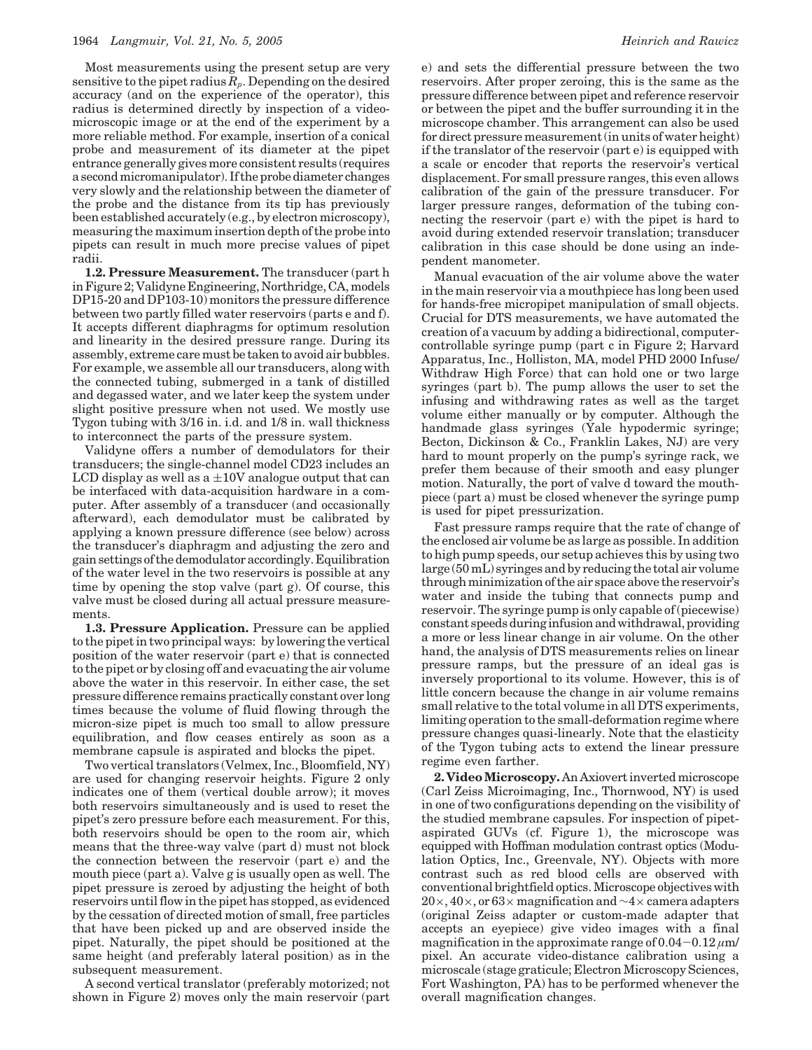Most measurements using the present setup are very sensitive to the pipet radius $R_p$. Depending on the desired accuracy (and on the experience of the operator), this radius is determined directly by inspection of a video-microscopic image or at the end of the experiment by a more reliable method. For example, insertion of a conical probe and measurement of its diameter at the pipet entrance generally gives more consistent results (requires a second micromanipulator). If the probe diameter changes very slowly and the relationship between the diameter of the probe and the distance from its tip has previously been established accurately (e.g., by electron microscopy), measuring the maximum insertion depth of the probe into pipets can result in much more precise values of pipet radii.

**1.2. Pressure Measurement.** The transducer (part h in Figure 2; Validyne Engineering, Northridge, CA, models DP15-20 and DP103-10) monitors the pressure difference between two partly filled water reservoirs (parts e and f). It accepts different diaphragms for optimum resolution and linearity in the desired pressure range. During its assembly, extreme care must be taken to avoid air bubbles. For example, we assemble all our transducers, along with the connected tubing, submerged in a tank of distilled and degassed water, and we later keep the system under slight positive pressure when not used. We mostly use Tygon tubing with 3/16 in. i.d. and 1/8 in. wall thickness to interconnect the parts of the pressure system.

Validyne offers a number of demodulators for their transducers; the single-channel model CD23 includes an LCD display as well as a ±10V analogue output that can be interfaced with data-acquisition hardware in a computer. After assembly of a transducer (and occasionally afterward), each demodulator must be calibrated by applying a known pressure difference (see below) across the transducer's diaphragm and adjusting the zero and gain settings of the demodulator accordingly. Equilibration of the water level in the two reservoirs is possible at any time by opening the stop valve (part g). Of course, this valve must be closed during all actual pressure measurements.

**1.3. Pressure Application.** Pressure can be applied to the pipet in two principal ways: by lowering the vertical position of the water reservoir (part e) that is connected to the pipet or by closing off and evacuating the air volume above the water in this reservoir. In either case, the set pressure difference remains practically constant over long times because the volume of fluid flowing through the micron-size pipet is much too small to allow pressure equilibration, and flow ceases entirely as soon as a membrane capsule is aspirated and blocks the pipet.

Two vertical translators (Velmex, Inc., Bloomfield, NY) are used for changing reservoir heights. Figure 2 only indicates one of them (vertical double arrow); it moves both reservoirs simultaneously and is used to reset the pipet's zero pressure before each measurement. For this, both reservoirs should be open to the room air, which means that the three-way valve (part d) must not block the connection between the reservoir (part e) and the mouth piece (part a). Valve g is usually open as well. The pipet pressure is zeroed by adjusting the height of both reservoirs until flow in the pipet has stopped, as evidenced by the cessation of directed motion of small, free particles that have been picked up and are observed inside the pipet. Naturally, the pipet should be positioned at the same height (and preferably lateral position) as in the subsequent measurement.

A second vertical translator (preferably motorized; not shown in Figure 2) moves only the main reservoir (part e) and sets the differential pressure between the two reservoirs. After proper zeroing, this is the same as the pressure difference between pipet and reference reservoir or between the pipet and the buffer surrounding it in the microscope chamber. This arrangement can also be used for direct pressure measurement (in units of water height) if the translator of the reservoir (part e) is equipped with a scale or encoder that reports the reservoir's vertical displacement. For small pressure ranges, this even allows calibration of the gain of the pressure transducer. For larger pressure ranges, deformation of the tubing connecting the reservoir (part e) with the pipet is hard to avoid during extended reservoir translation; transducer calibration in this case should be done using an independent manometer.

Manual evacuation of the air volume above the water in the main reservoir via a mouthpiece has long been used for hands-free micropipet manipulation of small objects. Crucial for DTS measurements, we have automated the creation of a vacuum by adding a bidirectional, computer-controllable syringe pump (part c in Figure 2; Harvard Apparatus, Inc., Holliston, MA, model PHD 2000 Infuse/Withdraw High Force) that can hold one or two large syringes (part b). The pump allows the user to set the infusing and withdrawing rates as well as the target volume either manually or by computer. Although the handmade glass syringes (Yale hypodermic syringe; Becton, Dickinson & Co., Franklin Lakes, NJ) are very hard to mount properly on the pump's syringe rack, we prefer them because of their smooth and easy plunger motion. Naturally, the port of valve d toward the mouthpiece (part a) must be closed whenever the syringe pump is used for pipet pressurization.

Fast pressure ramps require that the rate of change of the enclosed air volume be as large as possible. In addition to high pump speeds, our setup achieves this by using two large (50 mL) syringes and by reducing the total air volume through minimization of the air space above the reservoir's water and inside the tubing that connects pump and reservoir. The syringe pump is only capable of (piecewise) constant speeds during infusion and withdrawal, providing a more or less linear change in air volume. On the other hand, the analysis of DTS measurements relies on linear pressure ramps, but the pressure of an ideal gas is inversely proportional to its volume. However, this is of little concern because the change in air volume remains small relative to the total volume in all DTS experiments, limiting operation to the small-deformation regime where pressure changes quasi-linearly. Note that the elasticity of the Tygon tubing acts to extend the linear pressure regime even farther.

**2. Video Microscopy.** An Axiovert inverted microscope (Carl Zeiss Microimaging, Inc., Thornwood, NY) is used in one of two configurations depending on the visibility of the studied membrane capsules. For inspection of pipet-aspirated GUVs (cf. Figure 1), the microscope was equipped with Hoffman modulation contrast optics (Modulation Optics, Inc., Greenvale, NY). Objects with more contrast such as red blood cells are observed with conventional brightfield optics. Microscope objectives with 20×, 40×, or 63× magnification and ~4× camera adapters (original Zeiss adapter or custom-made adapter that accepts an eyepiece) give video images with a final magnification in the approximate range of 0.04−0.12 μm/pixel. An accurate video-distance calibration using a microscale (stage graticule; Electron Microscopy Sciences, Fort Washington, PA) has to be performed whenever the overall magnification changes.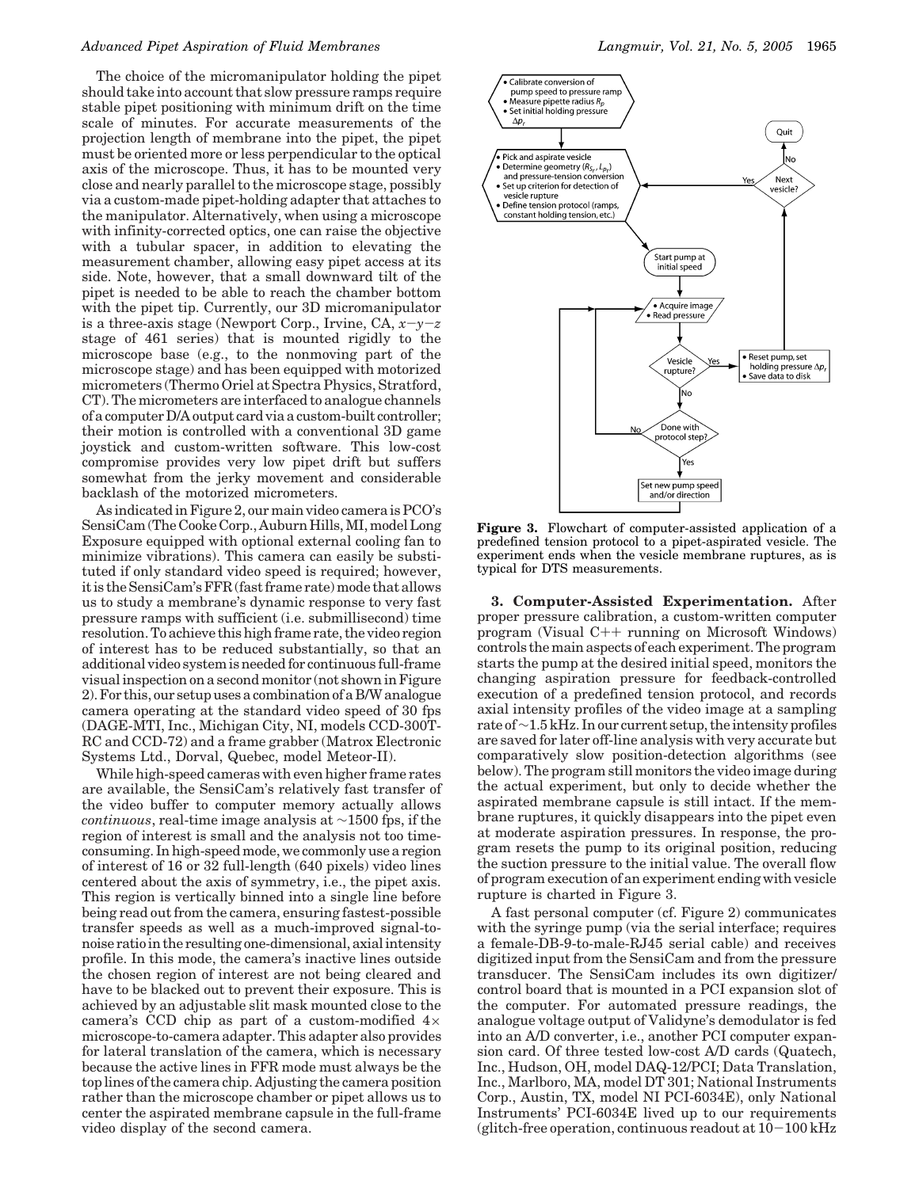The choice of the micromanipulator holding the pipet should take into account that slow pressure ramps require stable pipet positioning with minimum drift on the time scale of minutes. For accurate measurements of the projection length of membrane into the pipet, the pipet must be oriented more or less perpendicular to the optical axis of the microscope. Thus, it has to be mounted very close and nearly parallel to the microscope stage, possibly via a custom-made pipet-holding adapter that attaches to the manipulator. Alternatively, when using a microscope with infinity-corrected optics, one can raise the objective with a tubular spacer, in addition to elevating the measurement chamber, allowing easy pipet access at its side. Note, however, that a small downward tilt of the pipet is needed to be able to reach the chamber bottom with the pipet tip. Currently, our 3D micromanipulator is a three-axis stage (Newport Corp., Irvine, CA, *x*−*y*−*z* stage of 461 series) that is mounted rigidly to the microscope base (e.g., to the nonmoving part of the microscope stage) and has been equipped with motorized micrometers (Thermo Oriel at Spectra Physics, Stratford, CT). The micrometers are interfaced to analogue channels of a computer D/A output card via a custom-built controller; their motion is controlled with a conventional 3D game joystick and custom-written software. This low-cost compromise provides very low pipet drift but suffers somewhat from the jerky movement and considerable backlash of the motorized micrometers.

As indicated in Figure 2, our main video camera is PCO's SensiCam (The Cooke Corp., Auburn Hills, MI, model Long Exposure equipped with optional external cooling fan to minimize vibrations). This camera can easily be substituted if only standard video speed is required; however, it is the SensiCam's FFR (fast frame rate) mode that allows us to study a membrane's dynamic response to very fast pressure ramps with sufficient (i.e. submillisecond) time resolution. To achieve this high frame rate, the video region of interest has to be reduced substantially, so that an additional video system is needed for continuous full-frame visual inspection on a second monitor (not shown in Figure 2). For this, our setup uses a combination of a B/W analogue camera operating at the standard video speed of 30 fps (DAGE-MTI, Inc., Michigan City, NI, models CCD-300T-RC and CCD-72) and a frame grabber (Matrox Electronic Systems Ltd., Dorval, Quebec, model Meteor-II).

While high-speed cameras with even higher frame rates are available, the SensiCam's relatively fast transfer of the video buffer to computer memory actually allows *continuous*, real-time image analysis at ~1500 fps, if the region of interest is small and the analysis not too time-consuming. In high-speed mode, we commonly use a region of interest of 16 or 32 full-length (640 pixels) video lines centered about the axis of symmetry, i.e., the pipet axis. This region is vertically binned into a single line before being read out from the camera, ensuring fastest-possible transfer speeds as well as a much-improved signal-to-noise ratio in the resulting one-dimensional, axial intensity profile. In this mode, the camera's inactive lines outside the chosen region of interest are not being cleared and have to be blacked out to prevent their exposure. This is achieved by an adjustable slit mask mounted close to the camera's CCD chip as part of a custom-modified 4× microscope-to-camera adapter. This adapter also provides for lateral translation of the camera, which is necessary because the active lines in FFR mode must always be the top lines of the camera chip. Adjusting the camera position rather than the microscope chamber or pipet allows us to center the aspirated membrane capsule in the full-frame video display of the second camera.

• Calibrate conversion of pump speed to pressure ramp
• Measure pipette radius $R_p$
• Set initial holding pressure $\Delta p_r$

• Pick and aspirate vesicle
• Determine geometry ($R_{S_V}$, $L_{P_V}$) and pressure-tension conversion
• Set up criterion for detection of vesicle rupture
• Define tension protocol (ramps, constant holding tension, etc.)

Start pump at initial speed

• Acquire image
• Read pressure

Vesicle rupture?

Yes

• Reset pump, set holding pressure $\Delta p_r$
• Save data to disk

No

Done with protocol step?

No

Yes

Set new pump speed and/or direction

Next vesicle?

Yes

No

Quit

**Figure 3.** Flowchart of computer-assisted application of a predefined tension protocol to a pipet-aspirated vesicle. The experiment ends when the vesicle membrane ruptures, as is typical for DTS measurements.

**3. Computer-Assisted Experimentation.** After proper pressure calibration, a custom-written computer program (Visual C++ running on Microsoft Windows) controls the main aspects of each experiment. The program starts the pump at the desired initial speed, monitors the changing aspiration pressure for feedback-controlled execution of a predefined tension protocol, and records axial intensity profiles of the video image at a sampling rate of ~1.5 kHz. In our current setup, the intensity profiles are saved for later off-line analysis with very accurate but comparatively slow position-detection algorithms (see below). The program still monitors the video image during the actual experiment, but only to decide whether the aspirated membrane capsule is still intact. If the membrane ruptures, it quickly disappears into the pipet even at moderate aspiration pressures. In response, the program resets the pump to its original position, reducing the suction pressure to the initial value. The overall flow of program execution of an experiment ending with vesicle rupture is charted in Figure 3.

A fast personal computer (cf. Figure 2) communicates with the syringe pump (via the serial interface; requires a female-DB-9-to-male-RJ45 serial cable) and receives digitized input from the SensiCam and from the pressure transducer. The SensiCam includes its own digitizer/control board that is mounted in a PCI expansion slot of the computer. For automated pressure readings, the analogue voltage output of Validyne's demodulator is fed into an A/D converter, i.e., another PCI computer expansion card. Of three tested low-cost A/D cards (Quatech, Inc., Hudson, OH, model DAQ-12/PCI; Data Translation, Inc., Marlboro, MA, model DT 301; National Instruments Corp., Austin, TX, model NI PCI-6034E), only National Instruments' PCI-6034E lived up to our requirements (glitch-free operation, continuous readout at 10−100 kHz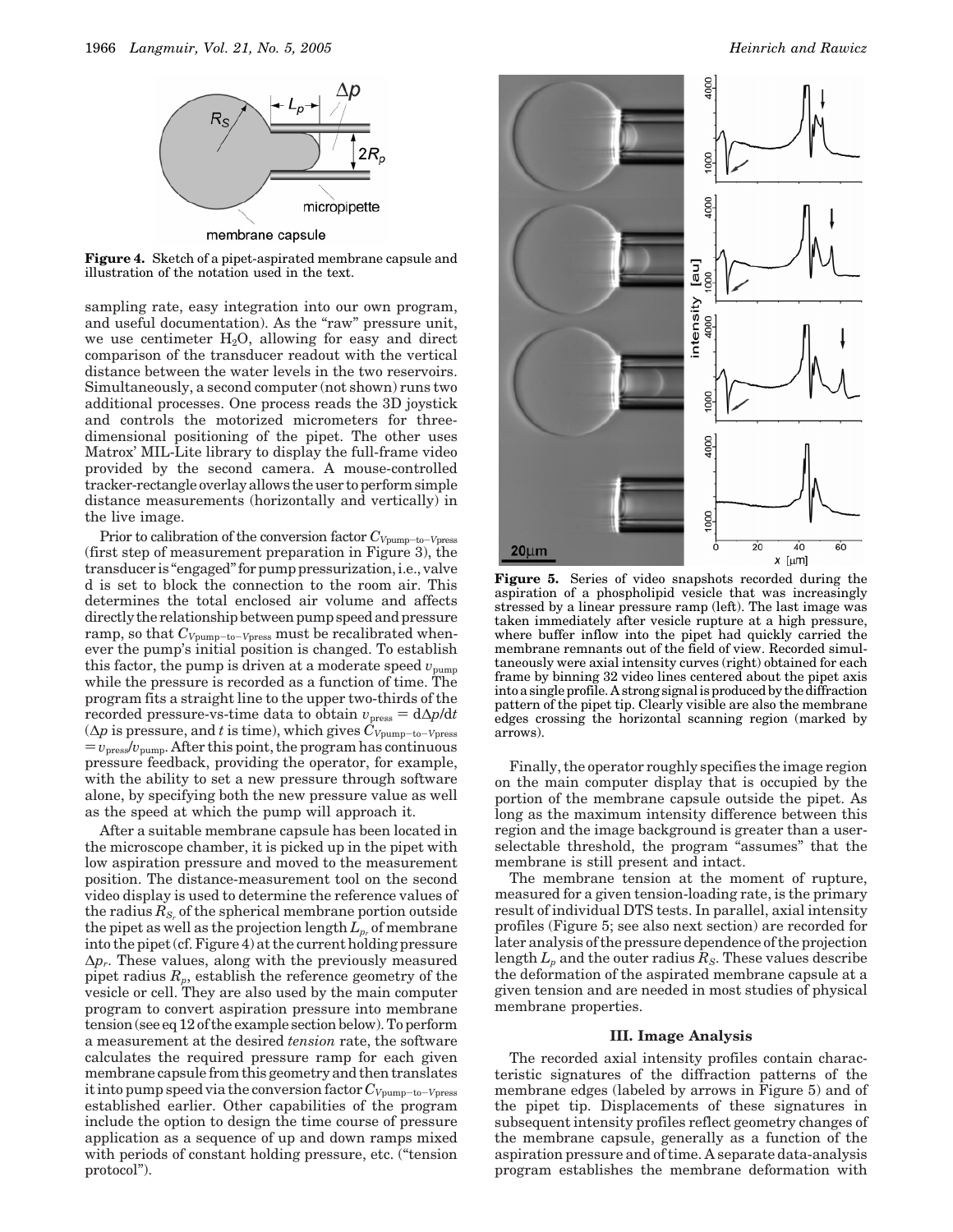**Figure 4.** Sketch of a pipet-aspirated membrane capsule and illustration of the notation used in the text.

sampling rate, easy integration into our own program, and useful documentation). As the "raw" pressure unit, we use centimeter $H_2O$, allowing for easy and direct comparison of the transducer readout with the vertical distance between the water levels in the two reservoirs. Simultaneously, a second computer (not shown) runs two additional processes. One process reads the 3D joystick and controls the motorized micrometers for three-dimensional positioning of the pipet. The other uses Matrox' MIL-Lite library to display the full-frame video provided by the second camera. A mouse-controlled tracker-rectangle overlay allows the user to perform simple distance measurements (horizontally and vertically) in the live image.

Prior to calibration of the conversion factor $C_{V\text{pump-to-}V\text{press}}$ (first step of measurement preparation in Figure 3), the transducer is "engaged" for pump pressurization, i.e., valve d is set to block the connection to the room air. This determines the total enclosed air volume and affects directly the relationship between pump speed and pressure ramp, so that $C_{V\text{pump-to-}V\text{press}}$ must be recalibrated whenever the pump's initial position is changed. To establish this factor, the pump is driven at a moderate speed $v_{\text{pump}}$ while the pressure is recorded as a function of time. The program fits a straight line to the upper two-thirds of the recorded pressure-vs-time data to obtain $v_{\text{press}} = \mathrm{d}\Delta p/\mathrm{d}t$ ($\Delta p$ is pressure, and $t$ is time), which gives $C_{V\text{pump-to-}V\text{press}} = v_{\text{press}}/v_{\text{pump}}$. After this point, the program has continuous pressure feedback, providing the operator, for example, with the ability to set a new pressure through software alone, by specifying both the new pressure value as well as the speed at which the pump will approach it.

After a suitable membrane capsule has been located in the microscope chamber, it is picked up in the pipet with low aspiration pressure and moved to the measurement position. The distance-measurement tool on the second video display is used to determine the reference values of the radius $R_{S_r}$ of the spherical membrane portion outside the pipet as well as the projection length $L_{p_r}$ of membrane into the pipet (cf. Figure 4) at the current holding pressure $\Delta p_r$. These values, along with the previously measured pipet radius $R_p$, establish the reference geometry of the vesicle or cell. They are also used by the main computer program to convert aspiration pressure into membrane tension (see eq 12 of the example section below). To perform a measurement at the desired *tension* rate, the software calculates the required pressure ramp for each given membrane capsule from this geometry and then translates it into pump speed via the conversion factor $C_{V\text{pump-to-}V\text{press}}$ established earlier. Other capabilities of the program include the option to design the time course of pressure application as a sequence of up and down ramps mixed with periods of constant holding pressure, etc. ("tension protocol").

**Figure 5.** Series of video snapshots recorded during the aspiration of a phospholipid vesicle that was increasingly stressed by a linear pressure ramp (left). The last image was taken immediately after vesicle rupture at a high pressure, where buffer inflow into the pipet had quickly carried the membrane remnants out of the field of view. Recorded simultaneously were axial intensity curves (right) obtained for each frame by binning 32 video lines centered about the pipet axis into a single profile. A strong signal is produced by the diffraction pattern of the pipet tip. Clearly visible are also the membrane edges crossing the horizontal scanning region (marked by arrows).

Finally, the operator roughly specifies the image region on the main computer display that is occupied by the portion of the membrane capsule outside the pipet. As long as the maximum intensity difference between this region and the image background is greater than a user-selectable threshold, the program "assumes" that the membrane is still present and intact.

The membrane tension at the moment of rupture, measured for a given tension-loading rate, is the primary result of individual DTS tests. In parallel, axial intensity profiles (Figure 5; see also next section) are recorded for later analysis of the pressure dependence of the projection length $L_p$ and the outer radius $R_S$. These values describe the deformation of the aspirated membrane capsule at a given tension and are needed in most studies of physical membrane properties.

## III. Image Analysis

The recorded axial intensity profiles contain characteristic signatures of the diffraction patterns of the membrane edges (labeled by arrows in Figure 5) and of the pipet tip. Displacements of these signatures in subsequent intensity profiles reflect geometry changes of the membrane capsule, generally as a function of the aspiration pressure and of time. A separate data-analysis program establishes the membrane deformation with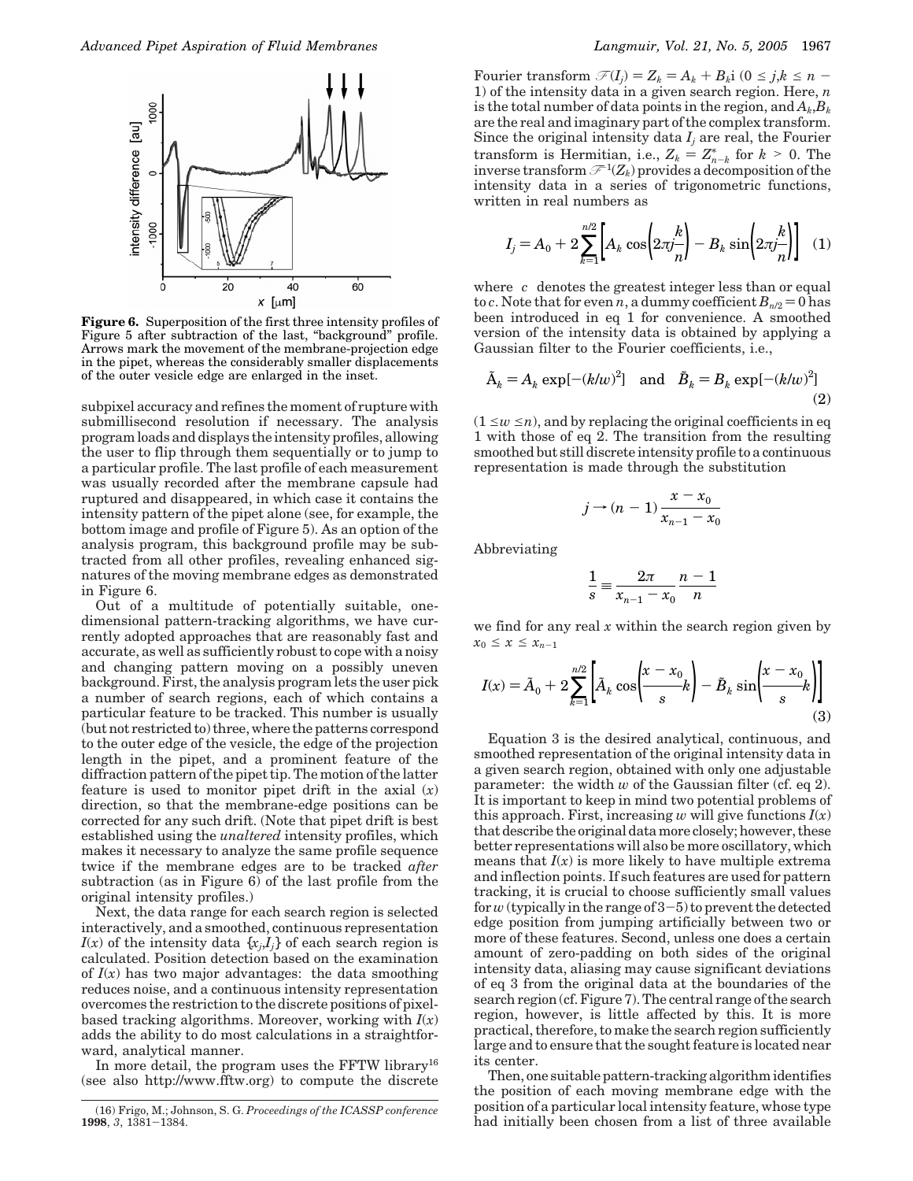intensity difference [au]

1000

0

-1000

-500

-1000

5

7

0

20

40

60

$x$ [μm]

**Figure 6.** Superposition of the first three intensity profiles of Figure 5 after subtraction of the last, "background" profile. Arrows mark the movement of the membrane-projection edge in the pipet, whereas the considerably smaller displacements of the outer vesicle edge are enlarged in the inset.

subpixel accuracy and refines the moment of rupture with submillisecond resolution if necessary. The analysis program loads and displays the intensity profiles, allowing the user to flip through them sequentially or to jump to a particular profile. The last profile of each measurement was usually recorded after the membrane capsule had ruptured and disappeared, in which case it contains the intensity pattern of the pipet alone (see, for example, the bottom image and profile of Figure 5). As an option of the analysis program, this background profile may be subtracted from all other profiles, revealing enhanced signatures of the moving membrane edges as demonstrated in Figure 6.

Out of a multitude of potentially suitable, one-dimensional pattern-tracking algorithms, we have currently adopted approaches that are reasonably fast and accurate, as well as sufficiently robust to cope with a noisy and changing pattern moving on a possibly uneven background. First, the analysis program lets the user pick a number of search regions, each of which contains a particular feature to be tracked. This number is usually (but not restricted to) three, where the patterns correspond to the outer edge of the vesicle, the edge of the projection length in the pipet, and a prominent feature of the diffraction pattern of the pipet tip. The motion of the latter feature is used to monitor pipet drift in the axial ($x$) direction, so that the membrane-edge positions can be corrected for any such drift. (Note that pipet drift is best established using the *unaltered* intensity profiles, which makes it necessary to analyze the same profile sequence twice if the membrane edges are to be tracked *after* subtraction (as in Figure 6) of the last profile from the original intensity profiles.)

Next, the data range for each search region is selected interactively, and a smoothed, continuous representation $I(x)$ of the intensity data $\{x_j, I_j\}$ of each search region is calculated. Position detection based on the examination of $I(x)$ has two major advantages: the data smoothing reduces noise, and a continuous intensity representation overcomes the restriction to the discrete positions of pixel-based tracking algorithms. Moreover, working with $I(x)$ adds the ability to do most calculations in a straightforward, analytical manner.

In more detail, the program uses the FFTW library[16] (see also http://www.fftw.org) to compute the discrete Fourier transform $\mathscr{F}(I_j) = Z_k = A_k + B_k\mathrm{i}$ $(0 \le j,k \le n - 1)$ of the intensity data in a given search region. Here, $n$ is the total number of data points in the region, and $A_k$,$B_k$ are the real and imaginary part of the complex transform. Since the original intensity data $I_j$ are real, the Fourier transform is Hermitian, i.e., $Z_k = Z^*_{n-k}$ for $k > 0$. The inverse transform $\mathscr{F}^{-1}(Z_k)$ provides a decomposition of the intensity data in a series of trigonometric functions, written in real numbers as

$$I_j = A_0 + 2\sum_{k=1}^{\lfloor n/2 \rfloor}\left[A_k \cos\left(2\pi j\frac{k}{n}\right) - B_k \sin\left(2\pi j\frac{k}{n}\right)\right] \quad (1)$$

where $\lfloor c \rfloor$ denotes the greatest integer less than or equal to $c$. Note that for even $n$, a dummy coefficient $B_{n/2} = 0$ has been introduced in eq 1 for convenience. A smoothed version of the intensity data is obtained by applying a Gaussian filter to the Fourier coefficients, i.e.,

$$\tilde{A}_k = A_k \exp[-(k/w)^2] \quad \text{and} \quad \tilde{B}_k = B_k \exp[-(k/w)^2] \quad (2)$$

$(1 \le w \le n)$, and by replacing the original coefficients in eq 1 with those of eq 2. The transition from the resulting smoothed but still discrete intensity profile to a continuous representation is made through the substitution

$$j \rightarrow (n-1)\frac{x - x_0}{x_{n-1} - x_0}$$

Abbreviating

$$\frac{1}{s} \equiv \frac{2\pi}{x_{n-1} - x_0}\,\frac{n-1}{n}$$

we find for any real $x$ within the search region given by $x_0 \le x \le x_{n-1}$

$$I(x) = \tilde{A}_0 + 2\sum_{k=1}^{\lfloor n/2 \rfloor}\left[\tilde{A}_k \cos\left(\frac{x - x_0}{s}k\right) - \tilde{B}_k \sin\left(\frac{x - x_0}{s}k\right)\right] \quad (3)$$

Equation 3 is the desired analytical, continuous, and smoothed representation of the original intensity data in a given search region, obtained with only one adjustable parameter: the width $w$ of the Gaussian filter (cf. eq 2). It is important to keep in mind two potential problems of this approach. First, increasing $w$ will give functions $I(x)$ that describe the original data more closely; however, these better representations will also be more oscillatory, which means that $I(x)$ is more likely to have multiple extrema and inflection points. If such features are used for pattern tracking, it is crucial to choose sufficiently small values for $w$ (typically in the range of 3−5) to prevent the detected edge position from jumping artificially between two or more of these features. Second, unless one does a certain amount of zero-padding on both sides of the original intensity data, aliasing may cause significant deviations of eq 3 from the original data at the boundaries of the search region (cf. Figure 7). The central range of the search region, however, is little affected by this. It is more practical, therefore, to make the search region sufficiently large and to ensure that the sought feature is located near its center.

Then, one suitable pattern-tracking algorithm identifies the position of each moving membrane edge with the position of a particular local intensity feature, whose type had initially been chosen from a list of three available

(16) Frigo, M.; Johnson, S. G. *Proceedings of the ICASSP conference* **1998**, *3*, 1381−1384.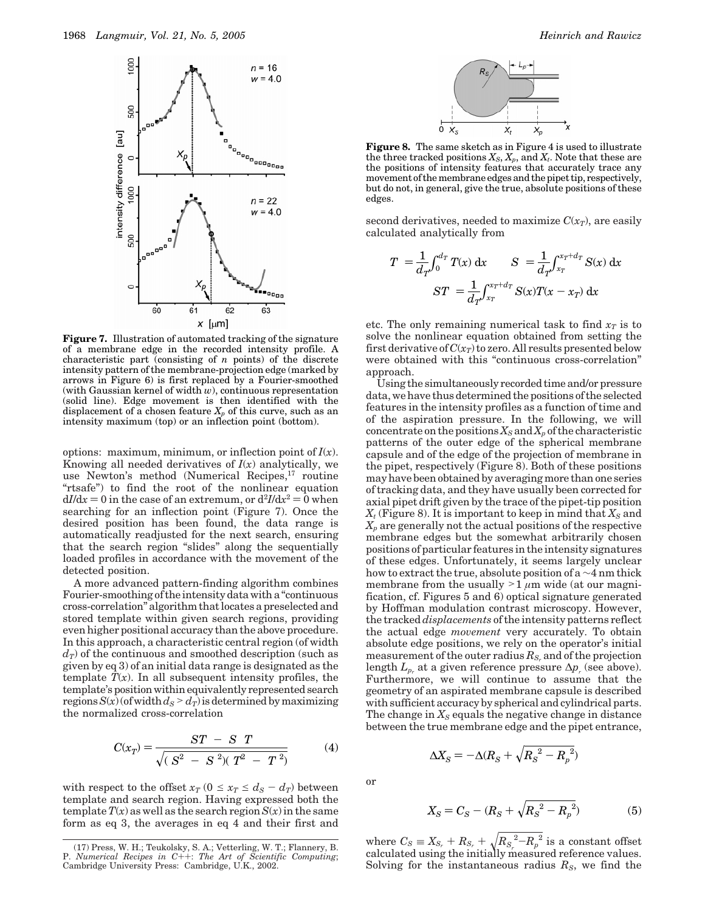**Figure 7.** Illustration of automated tracking of the signature of a membrane edge in the recorded intensity profile. A characteristic part (consisting of $n$ points) of the discrete intensity pattern of the membrane-projection edge (marked by arrows in Figure 6) is first replaced by a Fourier-smoothed (with Gaussian kernel of width $w$), continuous representation (solid line). Edge movement is then identified with the displacement of a chosen feature $X_p$ of this curve, such as an intensity maximum (top) or an inflection point (bottom).

options: maximum, minimum, or inflection point of $I(x)$. Knowing all needed derivatives of $I(x)$ analytically, we use Newton's method (Numerical Recipes,[17] routine "rtsafe") to find the root of the nonlinear equation $\mathrm{d}I/\mathrm{d}x = 0$ in the case of an extremum, or $\mathrm{d}^2I/\mathrm{d}x^2 = 0$ when searching for an inflection point (Figure 7). Once the desired position has been found, the data range is automatically readjusted for the next search, ensuring that the search region "slides" along the sequentially loaded profiles in accordance with the movement of the detected position.

A more advanced pattern-finding algorithm combines Fourier-smoothing of the intensity data with a "continuous cross-correlation" algorithm that locates a preselected and stored template within given search regions, providing even higher positional accuracy than the above procedure. In this approach, a characteristic central region (of width $d_T$) of the continuous and smoothed description (such as given by eq 3) of an initial data range is designated as the template $T(x)$. In all subsequent intensity profiles, the template's position within equivalently represented search regions $S(x)$ (of width $d_S > d_T$) is determined by maximizing the normalized cross-correlation

$$C(x_T) = \frac{\langle ST \rangle - \langle S \rangle \langle T \rangle}{\sqrt{(\langle S^2 \rangle - \langle S \rangle^2)(\langle T^2 \rangle - \langle T \rangle^2)}} \tag{4}$$

with respect to the offset $x_T$ ($0 \le x_T \le d_S - d_T$) between template and search region. Having expressed both the template $T(x)$ as well as the search region $S(x)$ in the same form as eq 3, the averages in eq 4 and their first and second derivatives, needed to maximize $C(x_T)$, are easily calculated analytically from

$$\langle T \rangle = \frac{1}{d_T}\int_0^{d_T} T(x)\,\mathrm{d}x \qquad \langle S \rangle = \frac{1}{d_T}\int_{x_T}^{x_T+d_T} S(x)\,\mathrm{d}x$$

$$\langle ST \rangle = \frac{1}{d_T}\int_{x_T}^{x_T+d_T} S(x)T(x - x_T)\,\mathrm{d}x$$

etc. The only remaining numerical task to find $x_T$ is to solve the nonlinear equation obtained from setting the first derivative of $C(x_T)$ to zero. All results presented below were obtained with this "continuous cross-correlation" approach.

**Figure 8.** The same sketch as in Figure 4 is used to illustrate the three tracked positions $X_S$, $X_p$, and $X_t$. Note that these are the positions of intensity features that accurately trace any movement of the membrane edges and the pipet tip, respectively, but do not, in general, give the true, absolute positions of these edges.

Using the simultaneously recorded time and/or pressure data, we have thus determined the positions of the selected features in the intensity profiles as a function of time and of the aspiration pressure. In the following, we will concentrate on the positions $X_S$ and $X_p$ of the characteristic patterns of the outer edge of the spherical membrane capsule and of the edge of the projection of membrane in the pipet, respectively (Figure 8). Both of these positions may have been obtained by averaging more than one series of tracking data, and they have usually been corrected for axial pipet drift given by the trace of the pipet-tip position $X_t$ (Figure 8). It is important to keep in mind that $X_S$ and $X_p$ are generally not the actual positions of the respective membrane edges but the somewhat arbitrarily chosen positions of particular features in the intensity signatures of these edges. Unfortunately, it seems largely unclear how to extract the true, absolute position of a ~4 nm thick membrane from the usually >1 $\mu$m wide (at our magnification, cf. Figures 5 and 6) optical signature generated by Hoffman modulation contrast microscopy. However, the tracked *displacements* of the intensity patterns reflect the actual edge *movement* very accurately. To obtain absolute edge positions, we rely on the operator's initial measurement of the outer radius $R_{S_r}$ and of the projection length $L_{p_r}$ at a given reference pressure $\Delta p_r$ (see above). Furthermore, we will continue to assume that the geometry of an aspirated membrane capsule is described with sufficient accuracy by spherical and cylindrical parts. The change in $X_S$ equals the negative change in distance between the true membrane edge and the pipet entrance,

$$\Delta X_S = -\Delta(R_S + \sqrt{{R_S}^2 - {R_p}^2})$$

or

$$X_S = C_S - (R_S + \sqrt{{R_S}^2 - {R_p}^2}) \tag{5}$$

where $C_S \equiv X_{S_r} + R_{S_r} + \sqrt{{R_{S_r}}^2 - {R_p}^2}$ is a constant offset calculated using the initially measured reference values. Solving for the instantaneous radius $R_S$, we find the

(17) Press, W. H.; Teukolsky, S. A.; Vetterling, W. T.; Flannery, B. P. *Numerical Recipes in C++: The Art of Scientific Computing*; Cambridge University Press: Cambridge, U.K., 2002.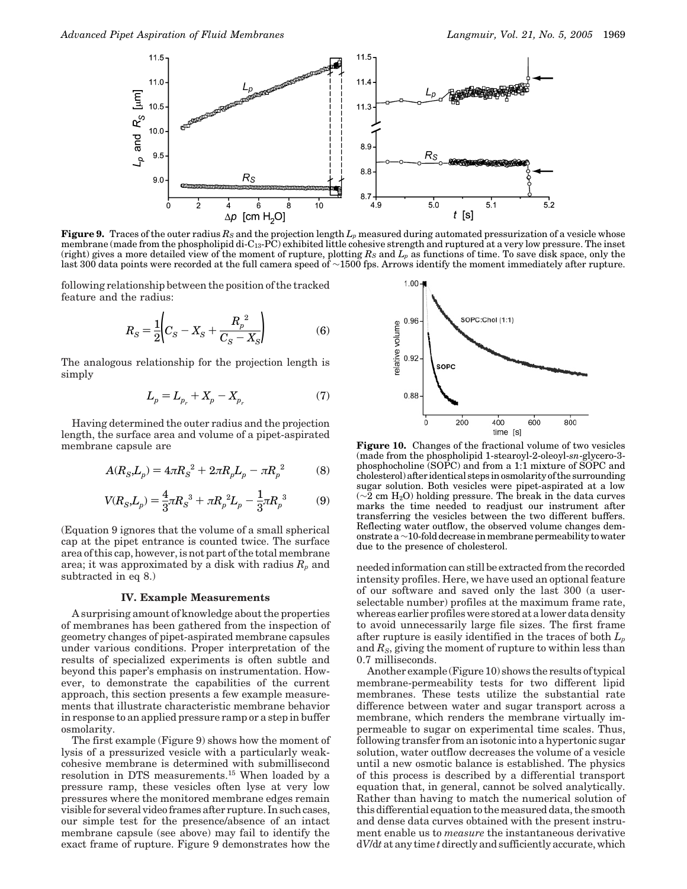**Figure 9.** Traces of the outer radius $R_S$ and the projection length $L_p$ measured during automated pressurization of a vesicle whose membrane (made from the phospholipid di-$C_{13}$-PC) exhibited little cohesive strength and ruptured at a very low pressure. The inset (right) gives a more detailed view of the moment of rupture, plotting $R_S$ and $L_p$ as functions of time. To save disk space, only the last 300 data points were recorded at the full camera speed of ~1500 fps. Arrows identify the moment immediately after rupture.

following relationship between the position of the tracked feature and the radius:

$$R_S = \frac{1}{2}\left(C_S - X_S + \frac{R_p^{\,2}}{C_S - X_S}\right) \tag{6}$$

The analogous relationship for the projection length is simply

$$L_p = L_{p_r} + X_p - X_{p_r} \tag{7}$$

Having determined the outer radius and the projection length, the surface area and volume of a pipet-aspirated membrane capsule are

$$A(R_S,L_p) = 4\pi R_S^{\,2} + 2\pi R_p L_p - \pi R_p^{\,2} \tag{8}$$

$$V(R_S,L_p) = \frac{4}{3}\pi R_S^{\,3} + \pi R_p^{\,2} L_p - \frac{1}{3}\pi R_p^{\,3} \tag{9}$$

(Equation 9 ignores that the volume of a small spherical cap at the pipet entrance is counted twice. The surface area of this cap, however, is not part of the total membrane area; it was approximated by a disk with radius $R_p$ and subtracted in eq 8.)

## IV. Example Measurements

A surprising amount of knowledge about the properties of membranes has been gathered from the inspection of geometry changes of pipet-aspirated membrane capsules under various conditions. Proper interpretation of the results of specialized experiments is often subtle and beyond this paper's emphasis on instrumentation. However, to demonstrate the capabilities of the current approach, this section presents a few example measurements that illustrate characteristic membrane behavior in response to an applied pressure ramp or a step in buffer osmolarity.

The first example (Figure 9) shows how the moment of lysis of a pressurized vesicle with a particularly weak-cohesive membrane is determined with submillisecond resolution in DTS measurements.[15] When loaded by a pressure ramp, these vesicles often lyse at very low pressures where the monitored membrane edges remain visible for several video frames after rupture. In such cases, our simple test for the presence/absence of an intact membrane capsule (see above) may fail to identify the exact frame of rupture. Figure 9 demonstrates how the needed information can still be extracted from the recorded intensity profiles. Here, we have used an optional feature of our software and saved only the last 300 (a user-selectable number) profiles at the maximum frame rate, whereas earlier profiles were stored at a lower data density to avoid unnecessarily large file sizes. The first frame after rupture is easily identified in the traces of both $L_p$ and $R_S$, giving the moment of rupture to within less than 0.7 milliseconds.

**Figure 10.** Changes of the fractional volume of two vesicles (made from the phospholipid 1-stearoyl-2-oleoyl-*sn*-glycero-3-phosphocholine (SOPC) and from a 1:1 mixture of SOPC and cholesterol) after identical steps in osmolarity of the surrounding sugar solution. Both vesicles were pipet-aspirated at a low (~2 cm $H_2O$) holding pressure. The break in the data curves marks the time needed to readjust our instrument after transferring the vesicles between the two different buffers. Reflecting water outflow, the observed volume changes demonstrate a ~10-fold decrease in membrane permeability to water due to the presence of cholesterol.

Another example (Figure 10) shows the results of typical membrane-permeability tests for two different lipid membranes. These tests utilize the substantial rate difference between water and sugar transport across a membrane, which renders the membrane virtually impermeable to sugar on experimental time scales. Thus, following transfer from an isotonic into a hypertonic sugar solution, water outflow decreases the volume of a vesicle until a new osmotic balance is established. The physics of this process is described by a differential transport equation that, in general, cannot be solved analytically. Rather than having to match the numerical solution of this differential equation to the measured data, the smooth and dense data curves obtained with the present instrument enable us to *measure* the instantaneous derivative $dV/dt$ at any time $t$ directly and sufficiently accurate, which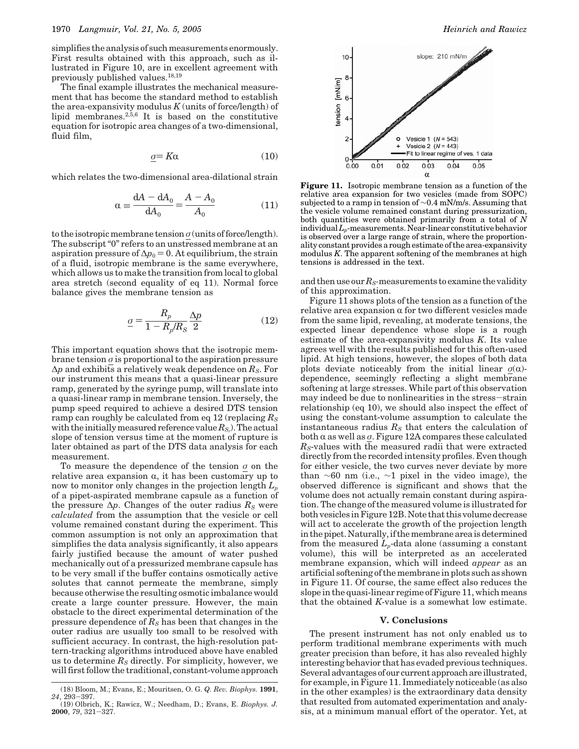simplifies the analysis of such measurements enormously. First results obtained with this approach, such as illustrated in Figure 10, are in excellent agreement with previously published values.[18,19]

The final example illustrates the mechanical measurement that has become the standard method to establish the area-expansivity modulus $K$ (units of force/length) of lipid membranes.[2,5,6] It is based on the constitutive equation for isotropic area changes of a two-dimensional, fluid film,

$$\underline{\sigma} = K\alpha \tag{10}$$

which relates the two-dimensional area-dilational strain

$$\alpha \equiv \frac{dA - dA_0}{dA_0} = \frac{A - A_0}{A_0} \tag{11}$$

to the isotropic membrane tension $\underline{\sigma}$ (units of force/length). The subscript "0" refers to an unstressed membrane at an aspiration pressure of $\Delta p_0 = 0$. At equilibrium, the strain of a fluid, isotropic membrane is the same everywhere, which allows us to make the transition from local to global area stretch (second equality of eq 11). Normal force balance gives the membrane tension as

$$\underline{\sigma} = \frac{R_p}{1 - R_p/R_S} \frac{\Delta p}{2} \tag{12}$$

This important equation shows that the isotropic membrane tension $\underline{\sigma}$ is proportional to the aspiration pressure $\Delta p$ and exhibits a relatively weak dependence on $R_S$. For our instrument this means that a quasi-linear pressure ramp, generated by the syringe pump, will translate into a quasi-linear ramp in membrane tension. Inversely, the pump speed required to achieve a desired DTS tension ramp can roughly be calculated from eq 12 (replacing $R_S$ with the initially measured reference value $R_{S_r}$). The actual slope of tension versus time at the moment of rupture is later obtained as part of the DTS data analysis for each measurement.

To measure the dependence of the tension $\underline{\sigma}$ on the relative area expansion $\alpha$, it has been customary up to now to monitor only changes in the projection length $L_p$ of a pipet-aspirated membrane capsule as a function of the pressure $\Delta p$. Changes of the outer radius $R_S$ were *calculated* from the assumption that the vesicle or cell volume remained constant during the experiment. This common assumption is not only an approximation that simplifies the data analysis significantly, it also appears fairly justified because the amount of water pushed mechanically out of a pressurized membrane capsule has to be very small if the buffer contains osmotically active solutes that cannot permeate the membrane, simply because otherwise the resulting osmotic imbalance would create a large counter pressure. However, the main obstacle to the direct experimental determination of the pressure dependence of $R_S$ has been that changes in the outer radius are usually too small to be resolved with sufficient accuracy. In contrast, the high-resolution pattern-tracking algorithms introduced above have enabled us to determine $R_S$ directly. For simplicity, however, we will first follow the traditional, constant-volume approach and then use our $R_S$-measurements to examine the validity of this approximation.

**Figure 11.** Isotropic membrane tension as a function of the relative area expansion for two vesicles (made from SOPC) subjected to a ramp in tension of ~0.4 mN/m/s. Assuming that the vesicle volume remained constant during pressurization, both quantities were obtained primarily from a total of $N$ individual $L_p$-measurements. Near-linear constitutive behavior is observed over a large range of strain, where the proportionality constant provides a rough estimate of the area-expansivity modulus $K$. The apparent softening of the membranes at high tensions is addressed in the text.

Figure 11 shows plots of the tension as a function of the relative area expansion $\alpha$ for two different vesicles made from the same lipid, revealing, at moderate tensions, the expected linear dependence whose slope is a rough estimate of the area-expansivity modulus $K$. Its value agrees well with the results published for this often-used lipid. At high tensions, however, the slopes of both data plots deviate noticeably from the initial linear $\underline{\sigma}(\alpha)$-dependence, seemingly reflecting a slight membrane softening at large stresses. While part of this observation may indeed be due to nonlinearities in the stress–strain relationship (eq 10), we should also inspect the effect of using the constant-volume assumption to calculate the instantaneous radius $R_S$ that enters the calculation of both $\alpha$ as well as $\underline{\sigma}$. Figure 12A compares these calculated $R_S$-values with the measured radii that were extracted directly from the recorded intensity profiles. Even though for either vesicle, the two curves never deviate by more than ~60 nm (i.e., ~1 pixel in the video image), the observed difference is significant and shows that the volume does not actually remain constant during aspiration. The change of the measured volume is illustrated for both vesicles in Figure 12B. Note that this volume decrease will act to accelerate the growth of the projection length in the pipet. Naturally, if the membrane area is determined from the measured $L_p$-data alone (assuming a constant volume), this will be interpreted as an accelerated membrane expansion, which will indeed *appear* as an artificial softening of the membrane in plots such as shown in Figure 11. Of course, the same effect also reduces the slope in the quasi-linear regime of Figure 11, which means that the obtained $K$-value is a somewhat low estimate.

## V. Conclusions

The present instrument has not only enabled us to perform traditional membrane experiments with much greater precision than before, it has also revealed highly interesting behavior that has evaded previous techniques. Several advantages of our current approach are illustrated, for example, in Figure 11. Immediately noticeable (as also in the other examples) is the extraordinary data density that resulted from automated experimentation and analysis, at a minimum manual effort of the operator. Yet, at

(18) Bloom, M.; Evans, E.; Mouritsen, O. G. *Q. Rev. Biophys.* **1991**, *24*, 293–397.

(19) Olbrich, K.; Rawicz, W.; Needham, D.; Evans, E. *Biophys. J.* **2000**, *79*, 321–327.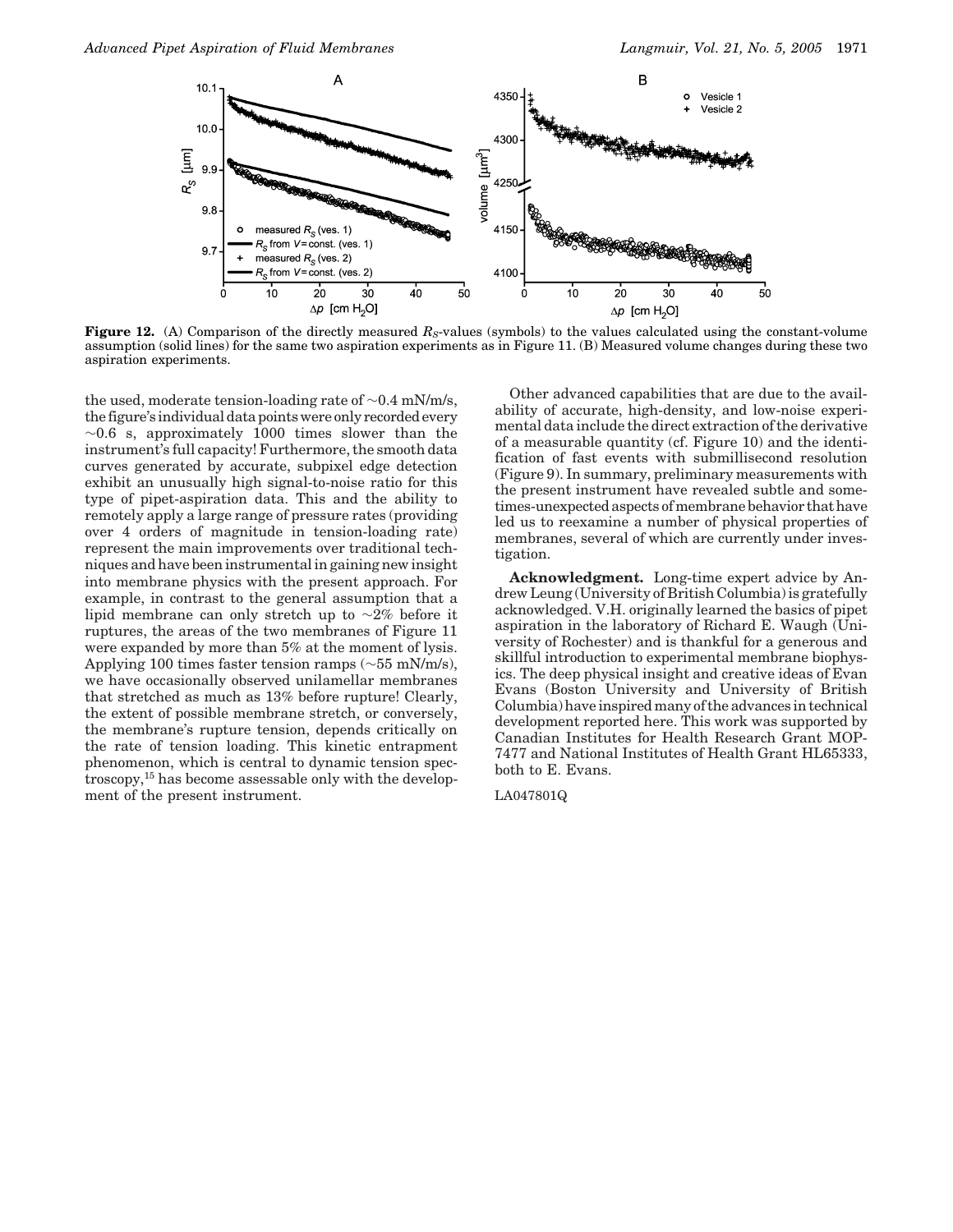A

10.1
10.0
9.9
9.8
9.7
$R_S$ [μm]
0 10 20 30 40 50
Δp [cm $H_2O$]
measured $R_S$ (ves. 1)
$R_S$ from $V$= const. (ves. 1)
measured $R_S$ (ves. 2)
$R_S$ from $V$= const. (ves. 2)

B

4350
4300
4250
4150
4100
volume [μm$^3$]
0 10 20 30 40 50
Δp [cm $H_2O$]
Vesicle 1
Vesicle 2

**Figure 12.** (A) Comparison of the directly measured $R_S$-values (symbols) to the values calculated using the constant-volume assumption (solid lines) for the same two aspiration experiments as in Figure 11. (B) Measured volume changes during these two aspiration experiments.

the used, moderate tension-loading rate of ~0.4 mN/m/s, the figure's individual data points were only recorded every ~0.6 s, approximately 1000 times slower than the instrument's full capacity! Furthermore, the smooth data curves generated by accurate, subpixel edge detection exhibit an unusually high signal-to-noise ratio for this type of pipet-aspiration data. This and the ability to remotely apply a large range of pressure rates (providing over 4 orders of magnitude in tension-loading rate) represent the main improvements over traditional techniques and have been instrumental in gaining new insight into membrane physics with the present approach. For example, in contrast to the general assumption that a lipid membrane can only stretch up to ~2% before it ruptures, the areas of the two membranes of Figure 11 were expanded by more than 5% at the moment of lysis. Applying 100 times faster tension ramps (~55 mN/m/s), we have occasionally observed unilamellar membranes that stretched as much as 13% before rupture! Clearly, the extent of possible membrane stretch, or conversely, the membrane's rupture tension, depends critically on the rate of tension loading. This kinetic entrapment phenomenon, which is central to dynamic tension spectroscopy,[15] has become assessable only with the development of the present instrument.

Other advanced capabilities that are due to the availability of accurate, high-density, and low-noise experimental data include the direct extraction of the derivative of a measurable quantity (cf. Figure 10) and the identification of fast events with submillisecond resolution (Figure 9). In summary, preliminary measurements with the present instrument have revealed subtle and sometimes-unexpected aspects of membrane behavior that have led us to reexamine a number of physical properties of membranes, several of which are currently under investigation.

**Acknowledgment.** Long-time expert advice by Andrew Leung (University of British Columbia) is gratefully acknowledged. V.H. originally learned the basics of pipet aspiration in the laboratory of Richard E. Waugh (University of Rochester) and is thankful for a generous and skillful introduction to experimental membrane biophysics. The deep physical insight and creative ideas of Evan Evans (Boston University and University of British Columbia) have inspired many of the advances in technical development reported here. This work was supported by Canadian Institutes for Health Research Grant MOP-7477 and National Institutes of Health Grant HL65333, both to E. Evans.

LA047801Q